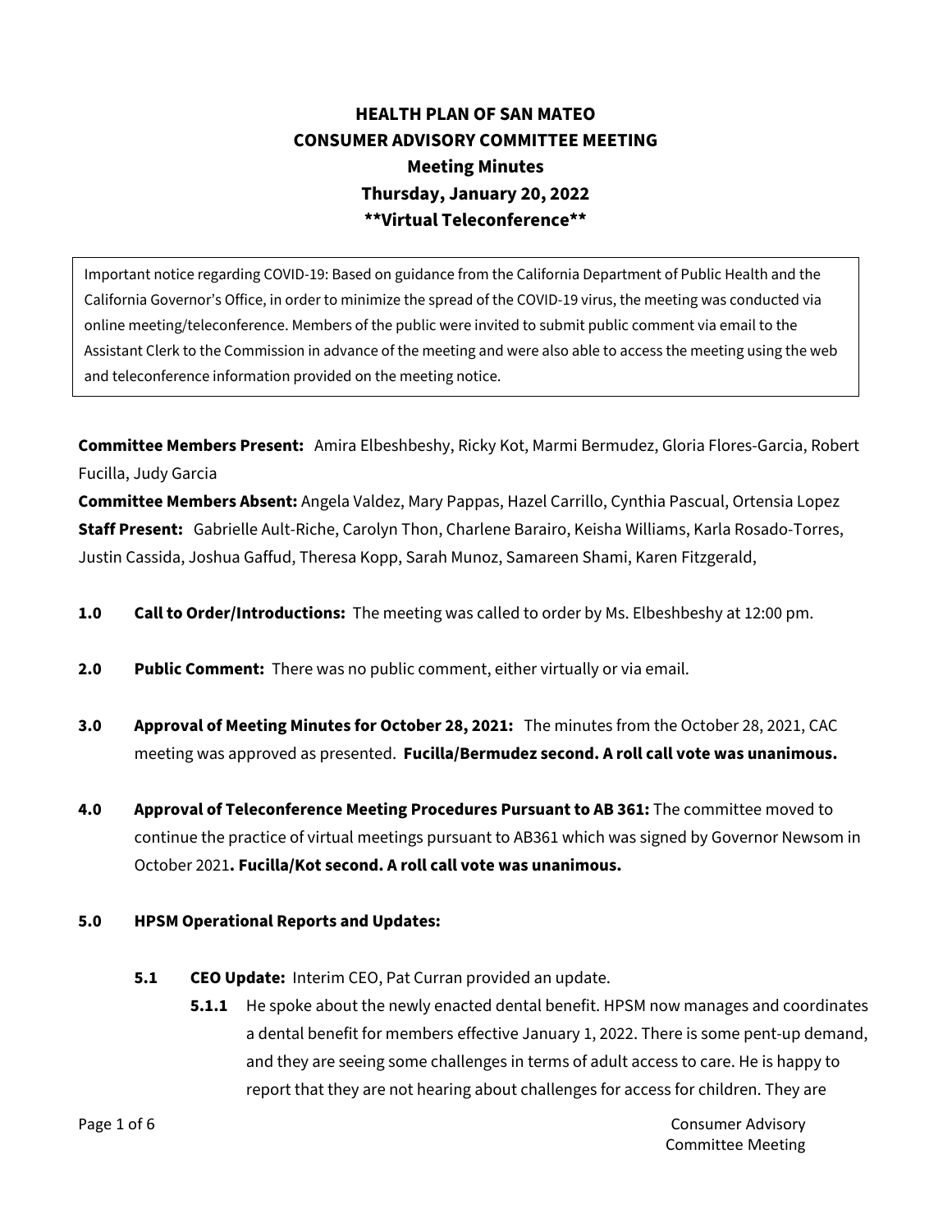# HEALTH PLAN OF SAN MATEO
## CONSUMER ADVISORY COMMITTEE MEETING
### Meeting Minutes
### Thursday, January 20, 2022
### **Virtual Teleconference**

Important notice regarding COVID-19: Based on guidance from the California Department of Public Health and the California Governor's Office, in order to minimize the spread of the COVID-19 virus, the meeting was conducted via online meeting/teleconference. Members of the public were invited to submit public comment via email to the Assistant Clerk to the Commission in advance of the meeting and were also able to access the meeting using the web and teleconference information provided on the meeting notice.

**Committee Members Present:** Amira Elbeshbeshy, Ricky Kot, Marmi Bermudez, Gloria Flores-Garcia, Robert Fucilla, Judy Garcia

**Committee Members Absent:** Angela Valdez, Mary Pappas, Hazel Carrillo, Cynthia Pascual, Ortensia Lopez

**Staff Present:** Gabrielle Ault-Riche, Carolyn Thon, Charlene Barairo, Keisha Williams, Karla Rosado-Torres, Justin Cassida, Joshua Gaffud, Theresa Kopp, Sarah Munoz, Samareen Shami, Karen Fitzgerald,

**1.0 Call to Order/Introductions:** The meeting was called to order by Ms. Elbeshbeshy at 12:00 pm.

**2.0 Public Comment:** There was no public comment, either virtually or via email.

**3.0 Approval of Meeting Minutes for October 28, 2021:** The minutes from the October 28, 2021, CAC meeting was approved as presented. **Fucilla/Bermudez second. A roll call vote was unanimous.**

**4.0 Approval of Teleconference Meeting Procedures Pursuant to AB 361:** The committee moved to continue the practice of virtual meetings pursuant to AB361 which was signed by Governor Newsom in October 2021**. Fucilla/Kot second. A roll call vote was unanimous.**

**5.0 HPSM Operational Reports and Updates:**

**5.1 CEO Update:** Interim CEO, Pat Curran provided an update.

**5.1.1** He spoke about the newly enacted dental benefit. HPSM now manages and coordinates a dental benefit for members effective January 1, 2022. There is some pent-up demand, and they are seeing some challenges in terms of adult access to care. He is happy to report that they are not hearing about challenges for access for children. They are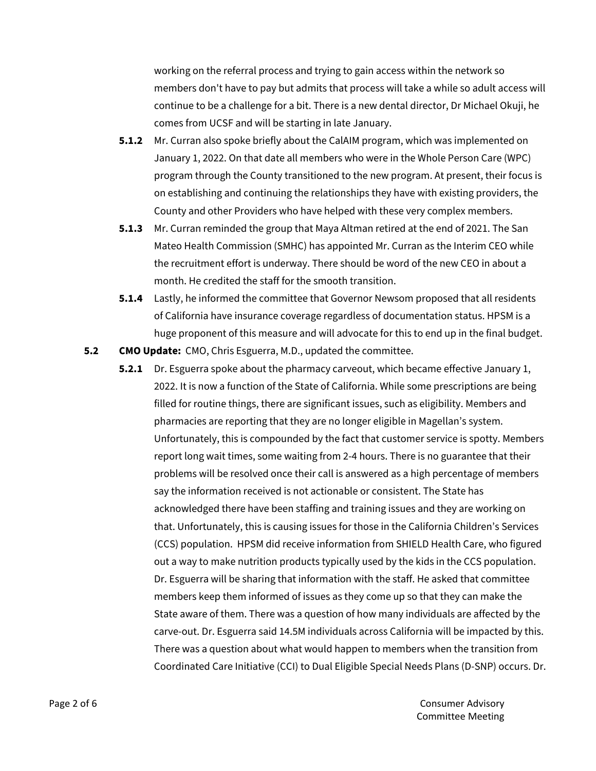working on the referral process and trying to gain access within the network so members don't have to pay but admits that process will take a while so adult access will continue to be a challenge for a bit. There is a new dental director, Dr Michael Okuji, he comes from UCSF and will be starting in late January.

**5.1.2** Mr. Curran also spoke briefly about the CalAIM program, which was implemented on January 1, 2022. On that date all members who were in the Whole Person Care (WPC) program through the County transitioned to the new program. At present, their focus is on establishing and continuing the relationships they have with existing providers, the County and other Providers who have helped with these very complex members.

**5.1.3** Mr. Curran reminded the group that Maya Altman retired at the end of 2021. The San Mateo Health Commission (SMHC) has appointed Mr. Curran as the Interim CEO while the recruitment effort is underway. There should be word of the new CEO in about a month. He credited the staff for the smooth transition.

**5.1.4** Lastly, he informed the committee that Governor Newsom proposed that all residents of California have insurance coverage regardless of documentation status. HPSM is a huge proponent of this measure and will advocate for this to end up in the final budget.

**5.2 CMO Update:** CMO, Chris Esguerra, M.D., updated the committee.

**5.2.1** Dr. Esguerra spoke about the pharmacy carveout, which became effective January 1, 2022. It is now a function of the State of California. While some prescriptions are being filled for routine things, there are significant issues, such as eligibility. Members and pharmacies are reporting that they are no longer eligible in Magellan's system. Unfortunately, this is compounded by the fact that customer service is spotty. Members report long wait times, some waiting from 2-4 hours. There is no guarantee that their problems will be resolved once their call is answered as a high percentage of members say the information received is not actionable or consistent. The State has acknowledged there have been staffing and training issues and they are working on that. Unfortunately, this is causing issues for those in the California Children's Services (CCS) population. HPSM did receive information from SHIELD Health Care, who figured out a way to make nutrition products typically used by the kids in the CCS population. Dr. Esguerra will be sharing that information with the staff. He asked that committee members keep them informed of issues as they come up so that they can make the State aware of them. There was a question of how many individuals are affected by the carve-out. Dr. Esguerra said 14.5M individuals across California will be impacted by this. There was a question about what would happen to members when the transition from Coordinated Care Initiative (CCI) to Dual Eligible Special Needs Plans (D-SNP) occurs. Dr.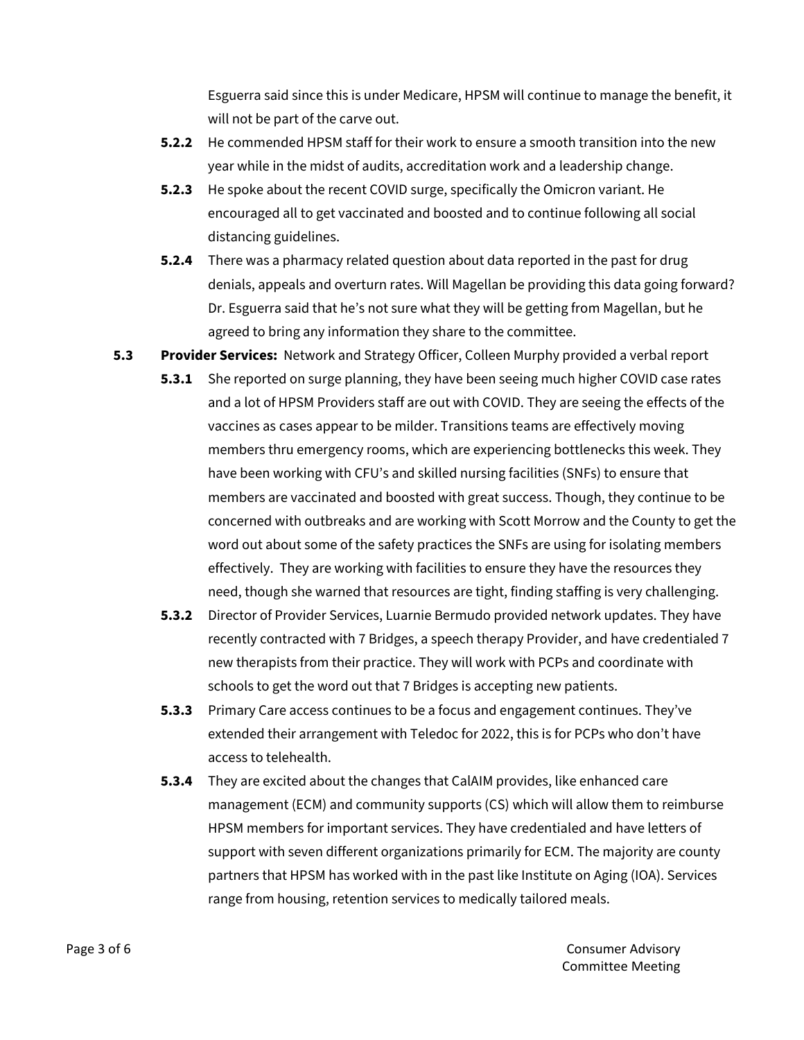Esguerra said since this is under Medicare, HPSM will continue to manage the benefit, it will not be part of the carve out.

**5.2.2** He commended HPSM staff for their work to ensure a smooth transition into the new year while in the midst of audits, accreditation work and a leadership change.

**5.2.3** He spoke about the recent COVID surge, specifically the Omicron variant. He encouraged all to get vaccinated and boosted and to continue following all social distancing guidelines.

**5.2.4** There was a pharmacy related question about data reported in the past for drug denials, appeals and overturn rates. Will Magellan be providing this data going forward? Dr. Esguerra said that he's not sure what they will be getting from Magellan, but he agreed to bring any information they share to the committee.

**5.3 Provider Services:** Network and Strategy Officer, Colleen Murphy provided a verbal report

**5.3.1** She reported on surge planning, they have been seeing much higher COVID case rates and a lot of HPSM Providers staff are out with COVID. They are seeing the effects of the vaccines as cases appear to be milder. Transitions teams are effectively moving members thru emergency rooms, which are experiencing bottlenecks this week. They have been working with CFU's and skilled nursing facilities (SNFs) to ensure that members are vaccinated and boosted with great success. Though, they continue to be concerned with outbreaks and are working with Scott Morrow and the County to get the word out about some of the safety practices the SNFs are using for isolating members effectively. They are working with facilities to ensure they have the resources they need, though she warned that resources are tight, finding staffing is very challenging.

**5.3.2** Director of Provider Services, Luarnie Bermudo provided network updates. They have recently contracted with 7 Bridges, a speech therapy Provider, and have credentialed 7 new therapists from their practice. They will work with PCPs and coordinate with schools to get the word out that 7 Bridges is accepting new patients.

**5.3.3** Primary Care access continues to be a focus and engagement continues. They've extended their arrangement with Teledoc for 2022, this is for PCPs who don't have access to telehealth.

**5.3.4** They are excited about the changes that CalAIM provides, like enhanced care management (ECM) and community supports (CS) which will allow them to reimburse HPSM members for important services. They have credentialed and have letters of support with seven different organizations primarily for ECM. The majority are county partners that HPSM has worked with in the past like Institute on Aging (IOA). Services range from housing, retention services to medically tailored meals.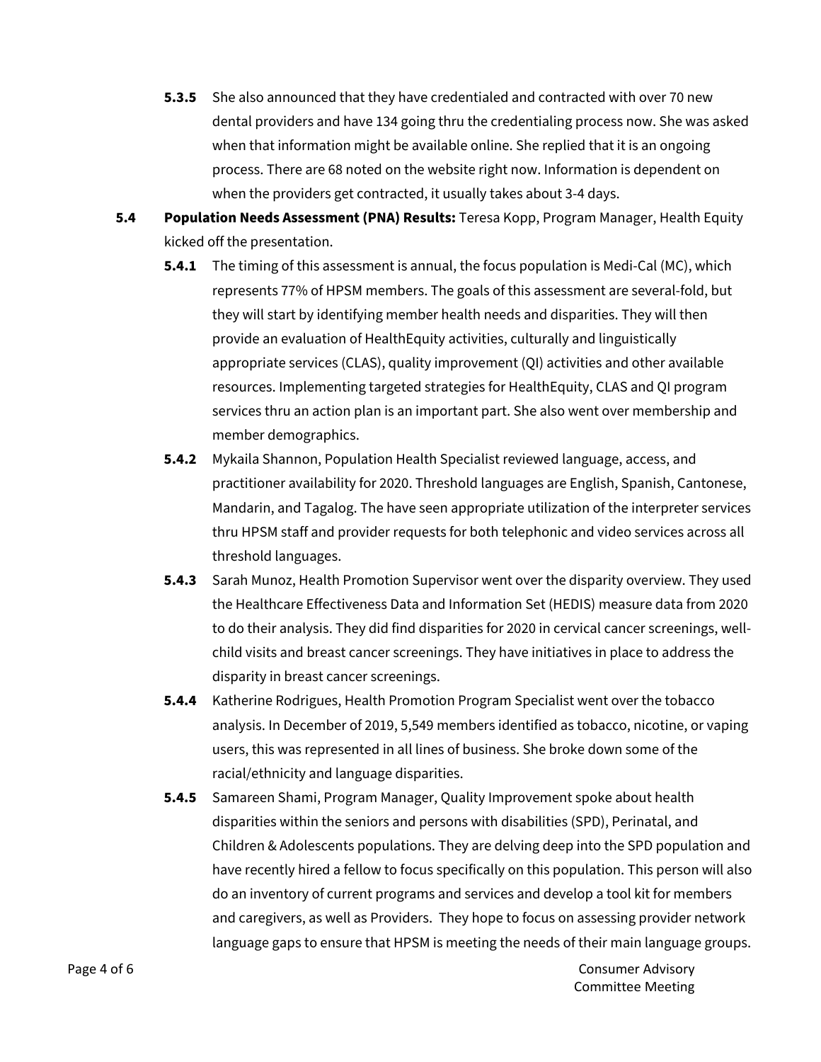**5.3.5** She also announced that they have credentialed and contracted with over 70 new dental providers and have 134 going thru the credentialing process now. She was asked when that information might be available online. She replied that it is an ongoing process. There are 68 noted on the website right now. Information is dependent on when the providers get contracted, it usually takes about 3-4 days.

**5.4 Population Needs Assessment (PNA) Results:** Teresa Kopp, Program Manager, Health Equity kicked off the presentation.

**5.4.1** The timing of this assessment is annual, the focus population is Medi-Cal (MC), which represents 77% of HPSM members. The goals of this assessment are several-fold, but they will start by identifying member health needs and disparities. They will then provide an evaluation of HealthEquity activities, culturally and linguistically appropriate services (CLAS), quality improvement (QI) activities and other available resources. Implementing targeted strategies for HealthEquity, CLAS and QI program services thru an action plan is an important part. She also went over membership and member demographics.

**5.4.2** Mykaila Shannon, Population Health Specialist reviewed language, access, and practitioner availability for 2020. Threshold languages are English, Spanish, Cantonese, Mandarin, and Tagalog. The have seen appropriate utilization of the interpreter services thru HPSM staff and provider requests for both telephonic and video services across all threshold languages.

**5.4.3** Sarah Munoz, Health Promotion Supervisor went over the disparity overview. They used the Healthcare Effectiveness Data and Information Set (HEDIS) measure data from 2020 to do their analysis. They did find disparities for 2020 in cervical cancer screenings, well-child visits and breast cancer screenings. They have initiatives in place to address the disparity in breast cancer screenings.

**5.4.4** Katherine Rodrigues, Health Promotion Program Specialist went over the tobacco analysis. In December of 2019, 5,549 members identified as tobacco, nicotine, or vaping users, this was represented in all lines of business. She broke down some of the racial/ethnicity and language disparities.

**5.4.5** Samareen Shami, Program Manager, Quality Improvement spoke about health disparities within the seniors and persons with disabilities (SPD), Perinatal, and Children & Adolescents populations. They are delving deep into the SPD population and have recently hired a fellow to focus specifically on this population. This person will also do an inventory of current programs and services and develop a tool kit for members and caregivers, as well as Providers. They hope to focus on assessing provider network language gaps to ensure that HPSM is meeting the needs of their main language groups.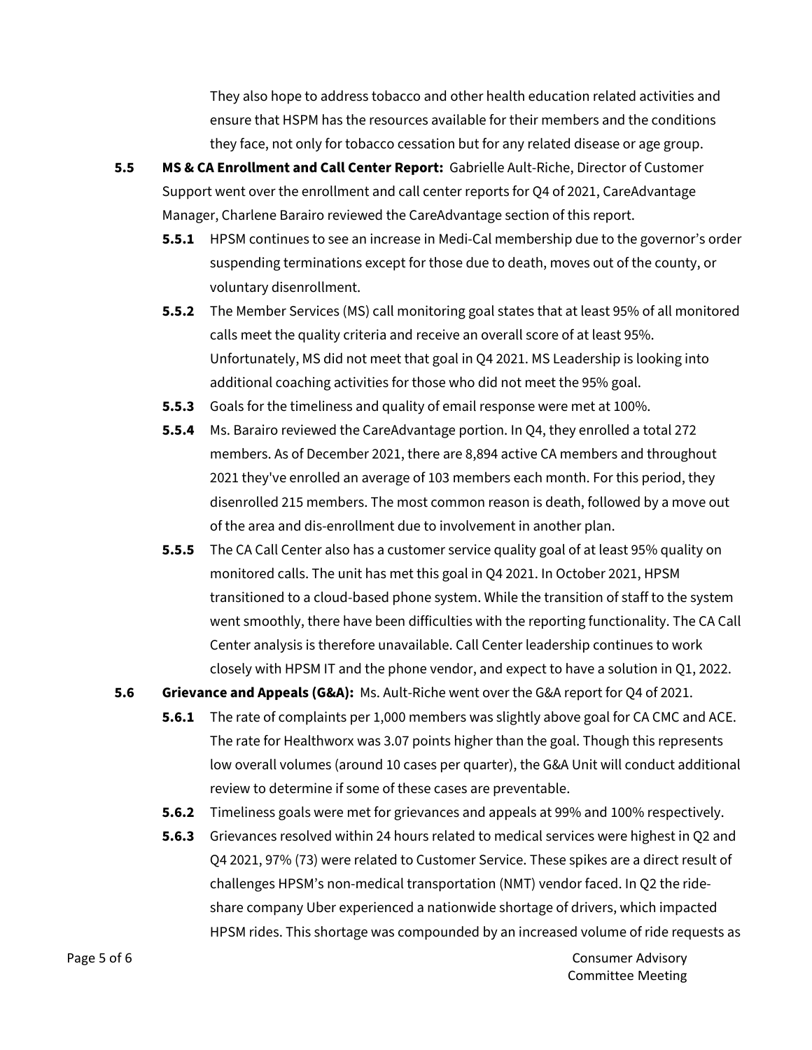They also hope to address tobacco and other health education related activities and ensure that HSPM has the resources available for their members and the conditions they face, not only for tobacco cessation but for any related disease or age group.

**5.5 MS & CA Enrollment and Call Center Report:** Gabrielle Ault-Riche, Director of Customer Support went over the enrollment and call center reports for Q4 of 2021, CareAdvantage Manager, Charlene Barairo reviewed the CareAdvantage section of this report.

- **5.5.1** HPSM continues to see an increase in Medi-Cal membership due to the governor's order suspending terminations except for those due to death, moves out of the county, or voluntary disenrollment.
- **5.5.2** The Member Services (MS) call monitoring goal states that at least 95% of all monitored calls meet the quality criteria and receive an overall score of at least 95%. Unfortunately, MS did not meet that goal in Q4 2021. MS Leadership is looking into additional coaching activities for those who did not meet the 95% goal.
- **5.5.3** Goals for the timeliness and quality of email response were met at 100%.
- **5.5.4** Ms. Barairo reviewed the CareAdvantage portion. In Q4, they enrolled a total 272 members. As of December 2021, there are 8,894 active CA members and throughout 2021 they've enrolled an average of 103 members each month. For this period, they disenrolled 215 members. The most common reason is death, followed by a move out of the area and dis-enrollment due to involvement in another plan.
- **5.5.5** The CA Call Center also has a customer service quality goal of at least 95% quality on monitored calls. The unit has met this goal in Q4 2021. In October 2021, HPSM transitioned to a cloud-based phone system. While the transition of staff to the system went smoothly, there have been difficulties with the reporting functionality. The CA Call Center analysis is therefore unavailable. Call Center leadership continues to work closely with HPSM IT and the phone vendor, and expect to have a solution in Q1, 2022.

**5.6 Grievance and Appeals (G&A):** Ms. Ault-Riche went over the G&A report for Q4 of 2021.

- **5.6.1** The rate of complaints per 1,000 members was slightly above goal for CA CMC and ACE. The rate for Healthworx was 3.07 points higher than the goal. Though this represents low overall volumes (around 10 cases per quarter), the G&A Unit will conduct additional review to determine if some of these cases are preventable.
- **5.6.2** Timeliness goals were met for grievances and appeals at 99% and 100% respectively.
- **5.6.3** Grievances resolved within 24 hours related to medical services were highest in Q2 and Q4 2021, 97% (73) were related to Customer Service. These spikes are a direct result of challenges HPSM's non-medical transportation (NMT) vendor faced. In Q2 the ride-share company Uber experienced a nationwide shortage of drivers, which impacted HPSM rides. This shortage was compounded by an increased volume of ride requests as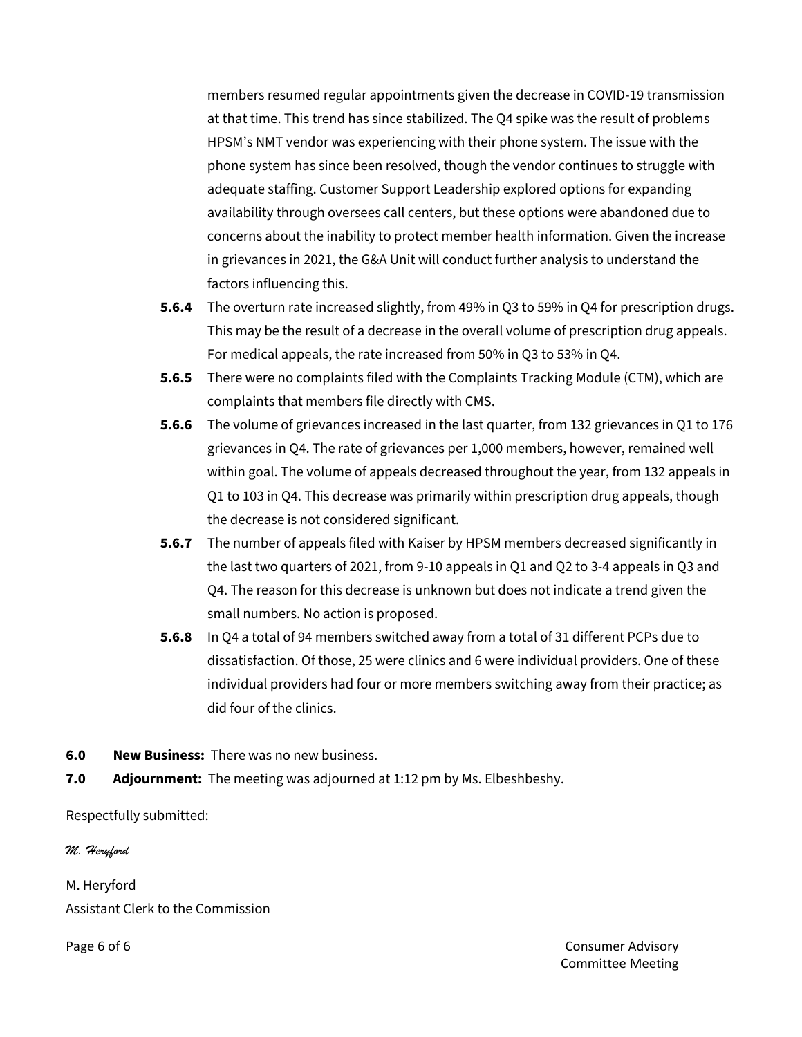members resumed regular appointments given the decrease in COVID-19 transmission at that time. This trend has since stabilized. The Q4 spike was the result of problems HPSM's NMT vendor was experiencing with their phone system. The issue with the phone system has since been resolved, though the vendor continues to struggle with adequate staffing. Customer Support Leadership explored options for expanding availability through oversees call centers, but these options were abandoned due to concerns about the inability to protect member health information. Given the increase in grievances in 2021, the G&A Unit will conduct further analysis to understand the factors influencing this.

**5.6.4** The overturn rate increased slightly, from 49% in Q3 to 59% in Q4 for prescription drugs. This may be the result of a decrease in the overall volume of prescription drug appeals. For medical appeals, the rate increased from 50% in Q3 to 53% in Q4.

**5.6.5** There were no complaints filed with the Complaints Tracking Module (CTM), which are complaints that members file directly with CMS.

**5.6.6** The volume of grievances increased in the last quarter, from 132 grievances in Q1 to 176 grievances in Q4. The rate of grievances per 1,000 members, however, remained well within goal. The volume of appeals decreased throughout the year, from 132 appeals in Q1 to 103 in Q4. This decrease was primarily within prescription drug appeals, though the decrease is not considered significant.

**5.6.7** The number of appeals filed with Kaiser by HPSM members decreased significantly in the last two quarters of 2021, from 9-10 appeals in Q1 and Q2 to 3-4 appeals in Q3 and Q4. The reason for this decrease is unknown but does not indicate a trend given the small numbers. No action is proposed.

**5.6.8** In Q4 a total of 94 members switched away from a total of 31 different PCPs due to dissatisfaction. Of those, 25 were clinics and 6 were individual providers. One of these individual providers had four or more members switching away from their practice; as did four of the clinics.

**6.0 New Business:** There was no new business.

**7.0 Adjournment:** The meeting was adjourned at 1:12 pm by Ms. Elbeshbeshy.

Respectfully submitted:

*M. Heryford*

M. Heryford
Assistant Clerk to the Commission